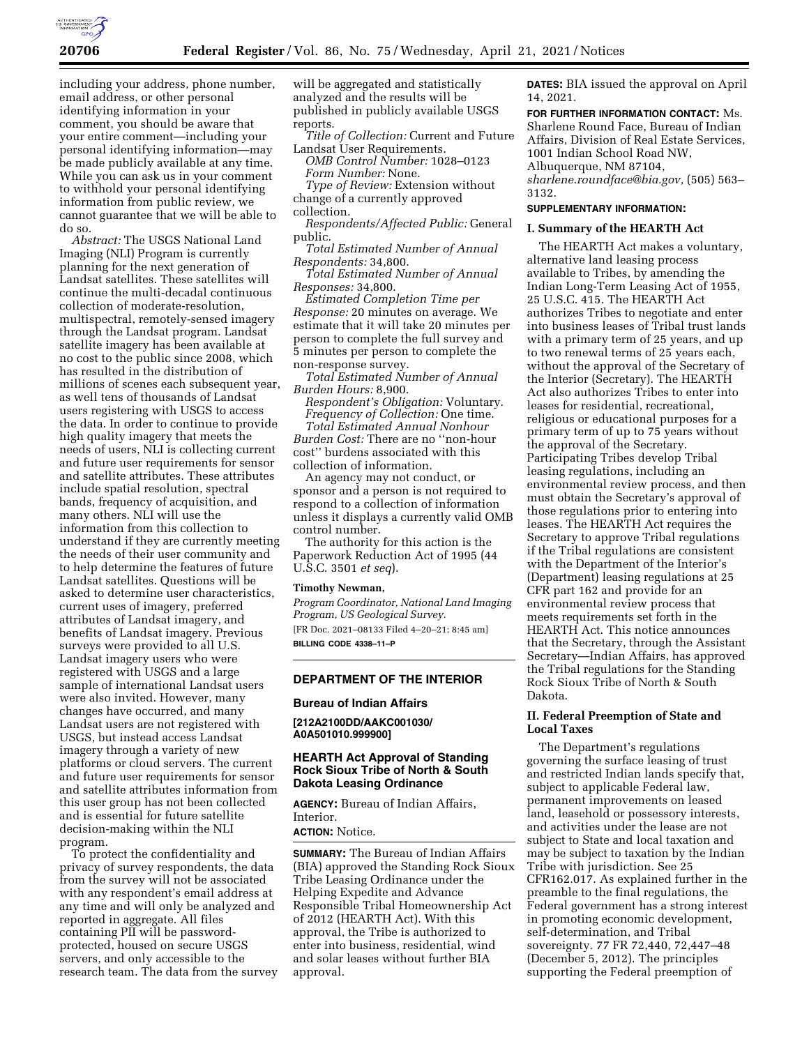including your address, phone number, email address, or other personal identifying information in your comment, you should be aware that your entire comment—including your personal identifying information—may be made publicly available at any time. While you can ask us in your comment to withhold your personal identifying information from public review, we cannot guarantee that we will be able to do so.

*Abstract:* The USGS National Land Imaging (NLI) Program is currently planning for the next generation of Landsat satellites. These satellites will continue the multi-decadal continuous collection of moderate-resolution, multispectral, remotely-sensed imagery through the Landsat program. Landsat satellite imagery has been available at no cost to the public since 2008, which has resulted in the distribution of millions of scenes each subsequent year, as well tens of thousands of Landsat users registering with USGS to access the data. In order to continue to provide high quality imagery that meets the needs of users, NLI is collecting current and future user requirements for sensor and satellite attributes. These attributes include spatial resolution, spectral bands, frequency of acquisition, and many others. NLI will use the information from this collection to understand if they are currently meeting the needs of their user community and to help determine the features of future Landsat satellites. Questions will be asked to determine user characteristics, current uses of imagery, preferred attributes of Landsat imagery, and benefits of Landsat imagery. Previous surveys were provided to all U.S. Landsat imagery users who were registered with USGS and a large sample of international Landsat users were also invited. However, many changes have occurred, and many Landsat users are not registered with USGS, but instead access Landsat imagery through a variety of new platforms or cloud servers. The current and future user requirements for sensor and satellite attributes information from this user group has not been collected and is essential for future satellite decision-making within the NLI program.

To protect the confidentiality and privacy of survey respondents, the data from the survey will not be associated with any respondent's email address at any time and will only be analyzed and reported in aggregate. All files containing PII will be password-protected, housed on secure USGS servers, and only accessible to the research team. The data from the survey will be aggregated and statistically analyzed and the results will be published in publicly available USGS reports.

*Title of Collection:* Current and Future Landsat User Requirements.

*OMB Control Number:* 1028–0123

*Form Number:* None.

*Type of Review:* Extension without change of a currently approved collection.

*Respondents/Affected Public:* General public.

*Total Estimated Number of Annual Respondents:* 34,800.

*Total Estimated Number of Annual Responses:* 34,800.

*Estimated Completion Time per Response:* 20 minutes on average. We estimate that it will take 20 minutes per person to complete the full survey and 5 minutes per person to complete the non-response survey.

*Total Estimated Number of Annual Burden Hours:* 8,900.

*Respondent's Obligation:* Voluntary.

*Frequency of Collection:* One time.

*Total Estimated Annual Nonhour Burden Cost:* There are no ''non-hour cost'' burdens associated with this collection of information.

An agency may not conduct, or sponsor and a person is not required to respond to a collection of information unless it displays a currently valid OMB control number.

The authority for this action is the Paperwork Reduction Act of 1995 (44 U.S.C. 3501 *et seq*).

**Timothy Newman,**

*Program Coordinator, National Land Imaging Program, US Geological Survey.*

[FR Doc. 2021–08133 Filed 4–20–21; 8:45 am]

**BILLING CODE 4338–11–P**

## DEPARTMENT OF THE INTERIOR

### Bureau of Indian Affairs

**[212A2100DD/AAKC001030/A0A501010.999900]**

### HEARTH Act Approval of Standing Rock Sioux Tribe of North & South Dakota Leasing Ordinance

**AGENCY:** Bureau of Indian Affairs, Interior.

**ACTION:** Notice.

**SUMMARY:** The Bureau of Indian Affairs (BIA) approved the Standing Rock Sioux Tribe Leasing Ordinance under the Helping Expedite and Advance Responsible Tribal Homeownership Act of 2012 (HEARTH Act). With this approval, the Tribe is authorized to enter into business, residential, wind and solar leases without further BIA approval.

**DATES:** BIA issued the approval on April 14, 2021.

**FOR FURTHER INFORMATION CONTACT:** Ms. Sharlene Round Face, Bureau of Indian Affairs, Division of Real Estate Services, 1001 Indian School Road NW, Albuquerque, NM 87104, *sharlene.roundface@bia.gov,* (505) 563–3132.

**SUPPLEMENTARY INFORMATION:**

#### I. Summary of the HEARTH Act

The HEARTH Act makes a voluntary, alternative land leasing process available to Tribes, by amending the Indian Long-Term Leasing Act of 1955, 25 U.S.C. 415. The HEARTH Act authorizes Tribes to negotiate and enter into business leases of Tribal trust lands with a primary term of 25 years, and up to two renewal terms of 25 years each, without the approval of the Secretary of the Interior (Secretary). The HEARTH Act also authorizes Tribes to enter into leases for residential, recreational, religious or educational purposes for a primary term of up to 75 years without the approval of the Secretary. Participating Tribes develop Tribal leasing regulations, including an environmental review process, and then must obtain the Secretary's approval of those regulations prior to entering into leases. The HEARTH Act requires the Secretary to approve Tribal regulations if the Tribal regulations are consistent with the Department of the Interior's (Department) leasing regulations at 25 CFR part 162 and provide for an environmental review process that meets requirements set forth in the HEARTH Act. This notice announces that the Secretary, through the Assistant Secretary—Indian Affairs, has approved the Tribal regulations for the Standing Rock Sioux Tribe of North & South Dakota.

#### II. Federal Preemption of State and Local Taxes

The Department's regulations governing the surface leasing of trust and restricted Indian lands specify that, subject to applicable Federal law, permanent improvements on leased land, leasehold or possessory interests, and activities under the lease are not subject to State and local taxation and may be subject to taxation by the Indian Tribe with jurisdiction. See 25 CFR162.017. As explained further in the preamble to the final regulations, the Federal government has a strong interest in promoting economic development, self-determination, and Tribal sovereignty. 77 FR 72,440, 72,447–48 (December 5, 2012). The principles supporting the Federal preemption of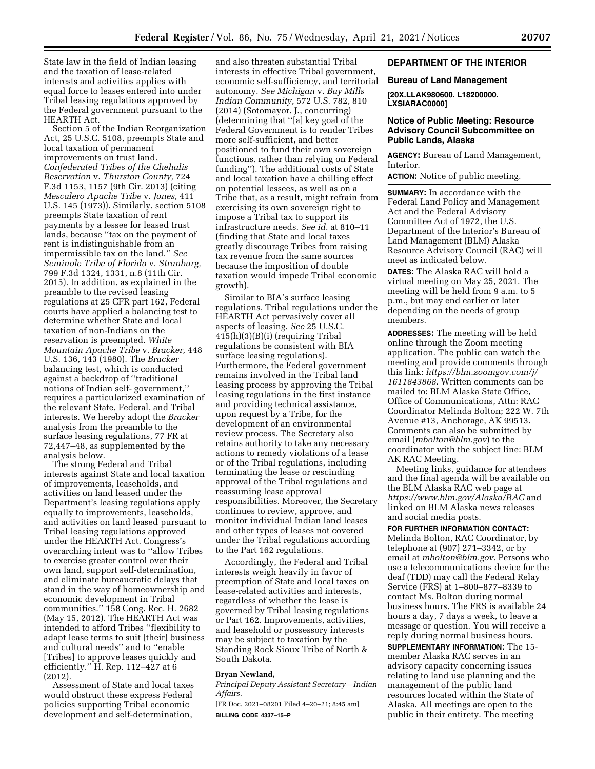State law in the field of Indian leasing and the taxation of lease-related interests and activities applies with equal force to leases entered into under Tribal leasing regulations approved by the Federal government pursuant to the HEARTH Act.

Section 5 of the Indian Reorganization Act, 25 U.S.C. 5108, preempts State and local taxation of permanent improvements on trust land. *Confederated Tribes of the Chehalis Reservation* v. *Thurston County,* 724 F.3d 1153, 1157 (9th Cir. 2013) (citing *Mescalero Apache Tribe* v. *Jones,* 411 U.S. 145 (1973)). Similarly, section 5108 preempts State taxation of rent payments by a lessee for leased trust lands, because ''tax on the payment of rent is indistinguishable from an impermissible tax on the land.'' *See Seminole Tribe of Florida* v. *Stranburg,* 799 F.3d 1324, 1331, n.8 (11th Cir. 2015). In addition, as explained in the preamble to the revised leasing regulations at 25 CFR part 162, Federal courts have applied a balancing test to determine whether State and local taxation of non-Indians on the reservation is preempted. *White Mountain Apache Tribe* v. *Bracker,* 448 U.S. 136, 143 (1980). The *Bracker* balancing test, which is conducted against a backdrop of ''traditional notions of Indian self- government,'' requires a particularized examination of the relevant State, Federal, and Tribal interests. We hereby adopt the *Bracker* analysis from the preamble to the surface leasing regulations, 77 FR at 72,447–48, as supplemented by the analysis below.

The strong Federal and Tribal interests against State and local taxation of improvements, leaseholds, and activities on land leased under the Department's leasing regulations apply equally to improvements, leaseholds, and activities on land leased pursuant to Tribal leasing regulations approved under the HEARTH Act. Congress's overarching intent was to ''allow Tribes to exercise greater control over their own land, support self-determination, and eliminate bureaucratic delays that stand in the way of homeownership and economic development in Tribal communities.'' 158 Cong. Rec. H. 2682 (May 15, 2012). The HEARTH Act was intended to afford Tribes ''flexibility to adapt lease terms to suit [their] business and cultural needs'' and to ''enable [Tribes] to approve leases quickly and efficiently.'' H. Rep. 112–427 at 6 (2012).

Assessment of State and local taxes would obstruct these express Federal policies supporting Tribal economic development and self-determination, and also threaten substantial Tribal interests in effective Tribal government, economic self-sufficiency, and territorial autonomy. *See Michigan* v. *Bay Mills Indian Community,* 572 U.S. 782, 810 (2014) (Sotomayor, J., concurring) (determining that ''[a] key goal of the Federal Government is to render Tribes more self-sufficient, and better positioned to fund their own sovereign functions, rather than relying on Federal funding''). The additional costs of State and local taxation have a chilling effect on potential lessees, as well as on a Tribe that, as a result, might refrain from exercising its own sovereign right to impose a Tribal tax to support its infrastructure needs. *See id.* at 810–11 (finding that State and local taxes greatly discourage Tribes from raising tax revenue from the same sources because the imposition of double taxation would impede Tribal economic growth).

Similar to BIA's surface leasing regulations, Tribal regulations under the HEARTH Act pervasively cover all aspects of leasing. *See* 25 U.S.C. 415(h)(3)(B)(i) (requiring Tribal regulations be consistent with BIA surface leasing regulations). Furthermore, the Federal government remains involved in the Tribal land leasing process by approving the Tribal leasing regulations in the first instance and providing technical assistance, upon request by a Tribe, for the development of an environmental review process. The Secretary also retains authority to take any necessary actions to remedy violations of a lease or of the Tribal regulations, including terminating the lease or rescinding approval of the Tribal regulations and reassuming lease approval responsibilities. Moreover, the Secretary continues to review, approve, and monitor individual Indian land leases and other types of leases not covered under the Tribal regulations according to the Part 162 regulations.

Accordingly, the Federal and Tribal interests weigh heavily in favor of preemption of State and local taxes on lease-related activities and interests, regardless of whether the lease is governed by Tribal leasing regulations or Part 162. Improvements, activities, and leasehold or possessory interests may be subject to taxation by the Standing Rock Sioux Tribe of North & South Dakota.

**Bryan Newland,**

*Principal Deputy Assistant Secretary—Indian Affairs.*

[FR Doc. 2021–08201 Filed 4–20–21; 8:45 am]

**BILLING CODE 4337–15–P**

## DEPARTMENT OF THE INTERIOR

### Bureau of Land Management

**[20X.LLAK980600. L18200000. LXSIARAC0000]**

### Notice of Public Meeting: Resource Advisory Council Subcommittee on Public Lands, Alaska

**AGENCY:** Bureau of Land Management, Interior.

**ACTION:** Notice of public meeting.

**SUMMARY:** In accordance with the Federal Land Policy and Management Act and the Federal Advisory Committee Act of 1972, the U.S. Department of the Interior's Bureau of Land Management (BLM) Alaska Resource Advisory Council (RAC) will meet as indicated below.

**DATES:** The Alaska RAC will hold a virtual meeting on May 25, 2021. The meeting will be held from 9 a.m. to 5 p.m., but may end earlier or later depending on the needs of group members.

**ADDRESSES:** The meeting will be held online through the Zoom meeting application. The public can watch the meeting and provide comments through this link: *https://blm.zoomgov.com/j/1611843868.* Written comments can be mailed to: BLM Alaska State Office, Office of Communications, Attn: RAC Coordinator Melinda Bolton; 222 W. 7th Avenue #13, Anchorage, AK 99513. Comments can also be submitted by email (*mbolton@blm.gov*) to the coordinator with the subject line: BLM AK RAC Meeting.

Meeting links, guidance for attendees and the final agenda will be available on the BLM Alaska RAC web page at *https://www.blm.gov/Alaska/RAC* and linked on BLM Alaska news releases and social media posts.

**FOR FURTHER INFORMATION CONTACT:** Melinda Bolton, RAC Coordinator, by telephone at (907) 271–3342, or by email at *mbolton@blm.gov.* Persons who use a telecommunications device for the deaf (TDD) may call the Federal Relay Service (FRS) at 1–800–877–8339 to contact Ms. Bolton during normal business hours. The FRS is available 24 hours a day, 7 days a week, to leave a message or question. You will receive a reply during normal business hours.

**SUPPLEMENTARY INFORMATION:** The 15-member Alaska RAC serves in an advisory capacity concerning issues relating to land use planning and the management of the public land resources located within the State of Alaska. All meetings are open to the public in their entirety. The meeting